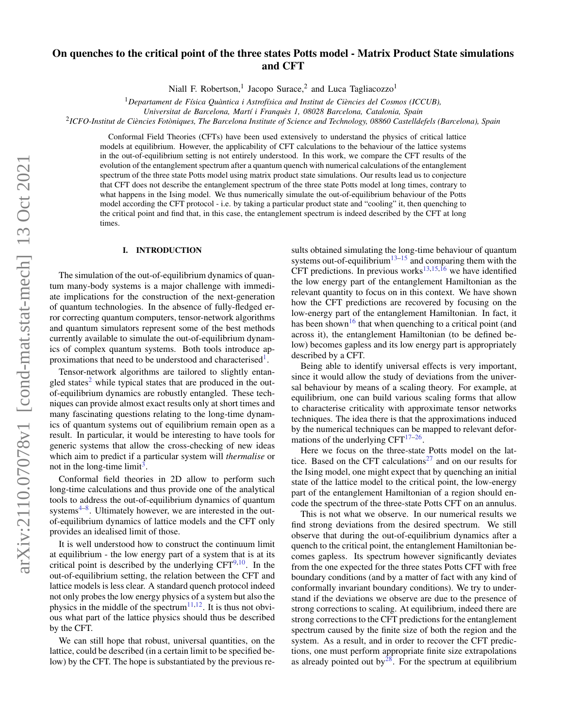# On quenches to the critical point of the three states Potts model - Matrix Product State simulations and CFT

Niall F. Robertson,[1] Jacopo Surace,[2] and Luca Tagliacozzo[1]

[1]*Departament de Física Quàntica i Astrofísica and Institut de Ciències del Cosmos (ICCUB), Universitat de Barcelona, Martí i Franquès 1, 08028 Barcelona, Catalonia, Spain*

[2]*ICFO-Institut de Ciències Fotòniques, The Barcelona Institute of Science and Technology, 08860 Castelldefels (Barcelona), Spain*

Conformal Field Theories (CFTs) have been used extensively to understand the physics of critical lattice models at equilibrium. However, the applicability of CFT calculations to the behaviour of the lattice systems in the out-of-equilibrium setting is not entirely understood. In this work, we compare the CFT results of the evolution of the entanglement spectrum after a quantum quench with numerical calculations of the entanglement spectrum of the three state Potts model using matrix product state simulations. Our results lead us to conjecture that CFT does not describe the entanglement spectrum of the three state Potts model at long times, contrary to what happens in the Ising model. We thus numerically simulate the out-of-equilibrium behaviour of the Potts model according the CFT protocol - i.e. by taking a particular product state and "cooling" it, then quenching to the critical point and find that, in this case, the entanglement spectrum is indeed described by the CFT at long times.

## I. INTRODUCTION

The simulation of the out-of-equilibrium dynamics of quantum many-body systems is a major challenge with immediate implications for the construction of the next-generation of quantum technologies. In the absence of fully-fledged error correcting quantum computers, tensor-network algorithms and quantum simulators represent some of the best methods currently available to simulate the out-of-equilibrium dynamics of complex quantum systems. Both tools introduce approximations that need to be understood and characterised[1].

Tensor-network algorithms are tailored to slightly entangled states[2] while typical states that are produced in the out-of-equilibrium dynamics are robustly entangled. These techniques can provide almost exact results only at short times and many fascinating questions relating to the long-time dynamics of quantum systems out of equilibrium remain open as a result. In particular, it would be interesting to have tools for generic systems that allow the cross-checking of new ideas which aim to predict if a particular system will *thermalise* or not in the long-time limit[3].

Conformal field theories in 2D allow to perform such long-time calculations and thus provide one of the analytical tools to address the out-of-equilibrium dynamics of quantum systems[4–8]. Ultimately however, we are interested in the out-of-equilibrium dynamics of lattice models and the CFT only provides an idealised limit of those.

It is well understood how to construct the continuum limit at equilibrium - the low energy part of a system that is at its critical point is described by the underlying CFT[9,10]. In the out-of-equilibrium setting, the relation between the CFT and lattice models is less clear. A standard quench protocol indeed not only probes the low energy physics of a system but also the physics in the middle of the spectrum[11,12]. It is thus not obvious what part of the lattice physics should thus be described by the CFT.

We can still hope that robust, universal quantities, on the lattice, could be described (in a certain limit to be specified below) by the CFT. The hope is substantiated by the previous results obtained simulating the long-time behaviour of quantum systems out-of-equilibrium[13–15] and comparing them with the CFT predictions. In previous works[13,15,16] we have identified the low energy part of the entanglement Hamiltonian as the relevant quantity to focus on in this context. We have shown how the CFT predictions are recovered by focusing on the low-energy part of the entanglement Hamiltonian. In fact, it has been shown[16] that when quenching to a critical point (and across it), the entanglement Hamiltonian (to be defined below) becomes gapless and its low energy part is appropriately described by a CFT.

Being able to identify universal effects is very important, since it would allow the study of deviations from the universal behaviour by means of a scaling theory. For example, at equilibrium, one can build various scaling forms that allow to characterise criticality with approximate tensor networks techniques. The idea there is that the approximations induced by the numerical techniques can be mapped to relevant deformations of the underlying CFT[17–26].

Here we focus on the three-state Potts model on the lattice. Based on the CFT calculations[27] and on our results for the Ising model, one might expect that by quenching an initial state of the lattice model to the critical point, the low-energy part of the entanglement Hamiltonian of a region should encode the spectrum of the three-state Potts CFT on an annulus.

This is not what we observe. In our numerical results we find strong deviations from the desired spectrum. We still observe that during the out-of-equilibrium dynamics after a quench to the critical point, the entanglement Hamiltonian becomes gapless. Its spectrum however significantly deviates from the one expected for the three states Potts CFT with free boundary conditions (and by a matter of fact with any kind of conformally invariant boundary conditions). We try to understand if the deviations we observe are due to the presence of strong corrections to scaling. At equilibrium, indeed there are strong corrections to the CFT predictions for the entanglement spectrum caused by the finite size of both the region and the system. As a result, and in order to recover the CFT predictions, one must perform appropriate finite size extrapolations as already pointed out by[28]. For the spectrum at equilibrium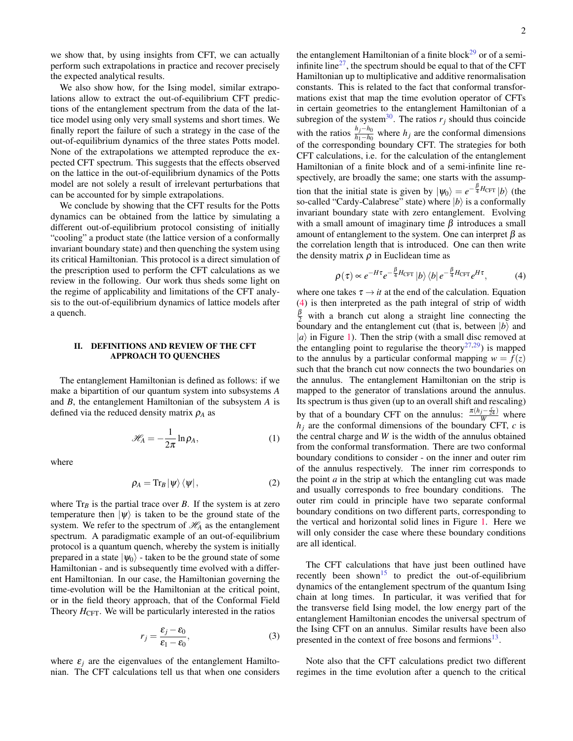we show that, by using insights from CFT, we can actually perform such extrapolations in practice and recover precisely the expected analytical results.

We also show how, for the Ising model, similar extrapolations allow to extract the out-of-equilibrium CFT predictions of the entanglement spectrum from the data of the lattice model using only very small systems and short times. We finally report the failure of such a strategy in the case of the out-of-equilibrium dynamics of the three states Potts model. None of the extrapolations we attempted reproduce the expected CFT spectrum. This suggests that the effects observed on the lattice in the out-of-equilibrium dynamics of the Potts model are not solely a result of irrelevant perturbations that can be accounted for by simple extrapolations.

We conclude by showing that the CFT results for the Potts dynamics can be obtained from the lattice by simulating a different out-of-equilibrium protocol consisting of initially "cooling" a product state (the lattice version of a conformally invariant boundary state) and then quenching the system using its critical Hamiltonian. This protocol is a direct simulation of the prescription used to perform the CFT calculations as we review in the following. Our work thus sheds some light on the regime of applicability and limitations of the CFT analysis to the out-of-equilibrium dynamics of lattice models after a quench.

## II. DEFINITIONS AND REVIEW OF THE CFT APPROACH TO QUENCHES

The entanglement Hamiltonian is defined as follows: if we make a bipartition of our quantum system into subsystems $A$ and $B$, the entanglement Hamiltonian of the subsystem $A$ is defined via the reduced density matrix $\rho_A$ as

$$\mathscr{H}_A = -\frac{1}{2\pi}\ln\rho_A, \tag{1}$$

where

$$\rho_A = \mathrm{Tr}_B\,|\psi\rangle\langle\psi|, \tag{2}$$

where $\mathrm{Tr}_B$ is the partial trace over $B$. If the system is at zero temperature then $|\psi\rangle$ is taken to be the ground state of the system. We refer to the spectrum of $\mathscr{H}_A$ as the entanglement spectrum. A paradigmatic example of an out-of-equilibrium protocol is a quantum quench, whereby the system is initially prepared in a state $|\psi_0\rangle$ - taken to be the ground state of some Hamiltonian - and is subsequently time evolved with a different Hamiltonian. In our case, the Hamiltonian governing the time-evolution will be the Hamiltonian at the critical point, or in the field theory approach, that of the Conformal Field Theory $H_{\mathrm{CFT}}$. We will be particularly interested in the ratios

$$r_j = \frac{\varepsilon_j - \varepsilon_0}{\varepsilon_1 - \varepsilon_0}, \tag{3}$$

where $\varepsilon_j$ are the eigenvalues of the entanglement Hamiltonian. The CFT calculations tell us that when one considers the entanglement Hamiltonian of a finite block[29] or of a semi-infinite line[27], the spectrum should be equal to that of the CFT Hamiltonian up to multiplicative and additive renormalisation constants. This is related to the fact that conformal transformations exist that map the time evolution operator of CFTs in certain geometries to the entanglement Hamiltonian of a subregion of the system[30]. The ratios $r_j$ should thus coincide with the ratios $\frac{h_j - h_0}{h_1 - h_0}$ where $h_j$ are the conformal dimensions of the corresponding boundary CFT. The strategies for both CFT calculations, i.e. for the calculation of the entanglement Hamiltonian of a finite block and of a semi-infinite line respectively, are broadly the same; one starts with the assumption that the initial state is given by $|\psi_0\rangle = e^{-\frac{\beta}{4}H_{\mathrm{CFT}}}|b\rangle$ (the so-called "Cardy-Calabrese" state) where $|b\rangle$ is a conformally invariant boundary state with zero entanglement. Evolving with a small amount of imaginary time $\beta$ introduces a small amount of entanglement to the system. One can interpret $\beta$ as the correlation length that is introduced. One can then write the density matrix $\rho$ in Euclidean time as

$$\rho(\tau) \propto e^{-H\tau}e^{-\frac{\beta}{4}H_{\mathrm{CFT}}}|b\rangle\langle b|\,e^{-\frac{\beta}{4}H_{\mathrm{CFT}}}e^{H\tau}, \tag{4}$$

where one takes $\tau \to it$ at the end of the calculation. Equation (4) is then interpreted as the path integral of strip of width $\frac{\beta}{2}$ with a branch cut along a straight line connecting the boundary and the entanglement cut (that is, between $|b\rangle$ and $|a\rangle$ in Figure 1). Then the strip (with a small disc removed at the entangling point to regularise the theory[27,29]) is mapped to the annulus by a particular conformal mapping $w = f(z)$ such that the branch cut now connects the two boundaries on the annulus. The entanglement Hamiltonian on the strip is mapped to the generator of translations around the annulus. Its spectrum is thus given (up to an overall shift and rescaling) by that of a boundary CFT on the annulus: $\frac{\pi(h_j - \frac{c}{24})}{W}$ where $h_j$ are the conformal dimensions of the boundary CFT, $c$ is the central charge and $W$ is the width of the annulus obtained from the conformal transformation. There are two conformal boundary conditions to consider - on the inner and outer rim of the annulus respectively. The inner rim corresponds to the point $a$ in the strip at which the entangling cut was made and usually corresponds to free boundary conditions. The outer rim could in principle have two separate conformal boundary conditions on two different parts, corresponding to the vertical and horizontal solid lines in Figure 1. Here we will only consider the case where these boundary conditions are all identical.

The CFT calculations that have just been outlined have recently been shown[15] to predict the out-of-equilibrium dynamics of the entanglement spectrum of the quantum Ising chain at long times. In particular, it was verified that for the transverse field Ising model, the low energy part of the entanglement Hamiltonian encodes the universal spectrum of the Ising CFT on an annulus. Similar results have been also presented in the context of free bosons and fermions[13].

Note also that the CFT calculations predict two different regimes in the time evolution after a quench to the critical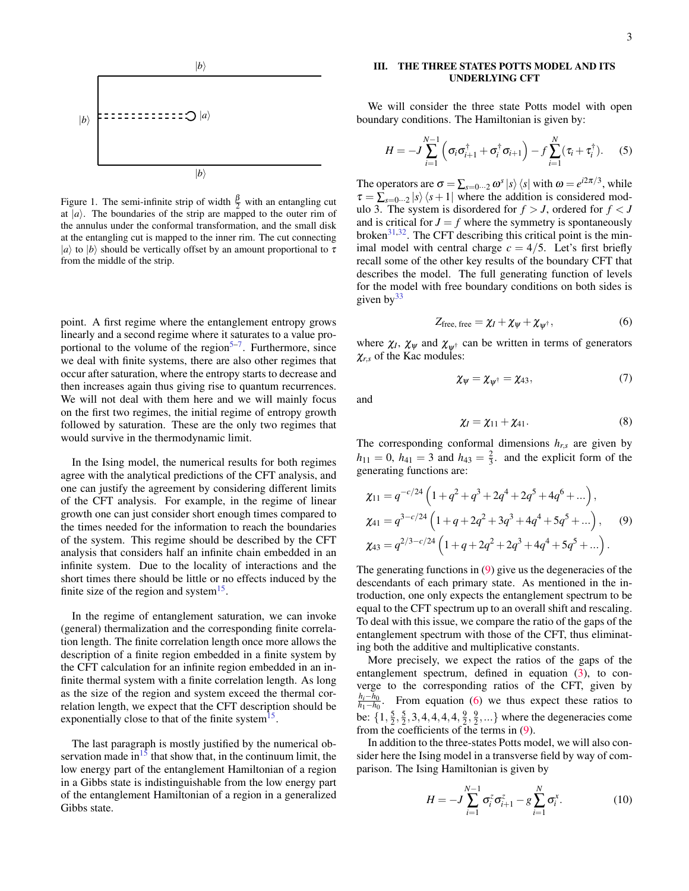Figure 1. The semi-infinite strip of width $\frac{\beta}{2}$ with an entangling cut at $|a\rangle$. The boundaries of the strip are mapped to the outer rim of the annulus under the conformal transformation, and the small disk at the entangling cut is mapped to the inner rim. The cut connecting $|a\rangle$ to $|b\rangle$ should be vertically offset by an amount proportional to $\tau$ from the middle of the strip.

point. A first regime where the entanglement entropy grows linearly and a second regime where it saturates to a value proportional to the volume of the region[5–7]. Furthermore, since we deal with finite systems, there are also other regimes that occur after saturation, where the entropy starts to decrease and then increases again thus giving rise to quantum recurrences. We will not deal with them here and we will mainly focus on the first two regimes, the initial regime of entropy growth followed by saturation. These are the only two regimes that would survive in the thermodynamic limit.

In the Ising model, the numerical results for both regimes agree with the analytical predictions of the CFT analysis, and one can justify the agreement by considering different limits of the CFT analysis. For example, in the regime of linear growth one can just consider short enough times compared to the times needed for the information to reach the boundaries of the system. This regime should be described by the CFT analysis that considers half an infinite chain embedded in an infinite system. Due to the locality of interactions and the short times there should be little or no effects induced by the finite size of the region and system[15].

In the regime of entanglement saturation, we can invoke (general) thermalization and the corresponding finite correlation length. The finite correlation length once more allows the description of a finite region embedded in a finite system by the CFT calculation for an infinite region embedded in an infinite thermal system with a finite correlation length. As long as the size of the region and system exceed the thermal correlation length, we expect that the CFT description should be exponentially close to that of the finite system[15].

The last paragraph is mostly justified by the numerical observation made in[15] that show that, in the continuum limit, the low energy part of the entanglement Hamiltonian of a region in a Gibbs state is indistinguishable from the low energy part of the entanglement Hamiltonian of a region in a generalized Gibbs state.

## III. THE THREE STATES POTTS MODEL AND ITS UNDERLYING CFT

We will consider the three state Potts model with open boundary conditions. The Hamiltonian is given by:

$$H = -J\sum_{i=1}^{N-1}\left(\sigma_i\sigma_{i+1}^{\dagger}+\sigma_i^{\dagger}\sigma_{i+1}\right) - f\sum_{i=1}^{N}(\tau_i+\tau_i^{\dagger}). \quad (5)$$

The operators are $\sigma = \sum_{s=0\cdots 2}\omega^s |s\rangle\langle s|$ with $\omega = e^{i2\pi/3}$, while $\tau = \sum_{s=0\cdots 2}|s\rangle\langle s+1|$ where the addition is considered modulo 3. The system is disordered for $f>J$, ordered for $f<J$ and is critical for $J=f$ where the symmetry is spontaneously broken[31,32]. The CFT describing this critical point is the minimal model with central charge $c=4/5$. Let's first briefly recall some of the other key results of the boundary CFT that describes the model. The full generating function of levels for the model with free boundary conditions on both sides is given by[33]

$$Z_{\text{free, free}} = \chi_I + \chi_\psi + \chi_{\psi^\dagger}, \quad (6)$$

where $\chi_I$, $\chi_\psi$ and $\chi_{\psi^\dagger}$ can be written in terms of generators $\chi_{r,s}$ of the Kac modules:

$$\chi_\psi = \chi_{\psi^\dagger} = \chi_{43}, \quad (7)$$

and

$$\chi_I = \chi_{11} + \chi_{41}. \quad (8)$$

The corresponding conformal dimensions $h_{r,s}$ are given by $h_{11}=0$, $h_{41}=3$ and $h_{43}=\frac{2}{3}$. and the explicit form of the generating functions are:

$$\begin{aligned}
\chi_{11} &= q^{-c/24}\left(1+q^2+q^3+2q^4+2q^5+4q^6+\ldots\right),\\
\chi_{41} &= q^{3-c/24}\left(1+q+2q^2+3q^3+4q^4+5q^5+\ldots\right), \quad (9)\\
\chi_{43} &= q^{2/3-c/24}\left(1+q+2q^2+2q^3+4q^4+5q^5+\ldots\right).
\end{aligned}$$

The generating functions in (9) give us the degeneracies of the descendants of each primary state. As mentioned in the introduction, one only expects the entanglement spectrum to be equal to the CFT spectrum up to an overall shift and rescaling. To deal with this issue, we compare the ratio of the gaps of the entanglement spectrum with those of the CFT, thus eliminating both the additive and multiplicative constants.

More precisely, we expect the ratios of the gaps of the entanglement spectrum, defined in equation (3), to converge to the corresponding ratios of the CFT, given by $\frac{h_i-h_0}{h_1-h_0}$. From equation (6) we thus expect these ratios to be: $\{1,\frac{5}{2},\frac{5}{2},3,4,4,4,4,\frac{9}{2},\frac{9}{2},\ldots\}$ where the degeneracies come from the coefficients of the terms in (9).

In addition to the three-states Potts model, we will also consider here the Ising model in a transverse field by way of comparison. The Ising Hamiltonian is given by

$$H = -J\sum_{i=1}^{N-1}\sigma_i^z\sigma_{i+1}^z - g\sum_{i=1}^{N}\sigma_i^x. \quad (10)$$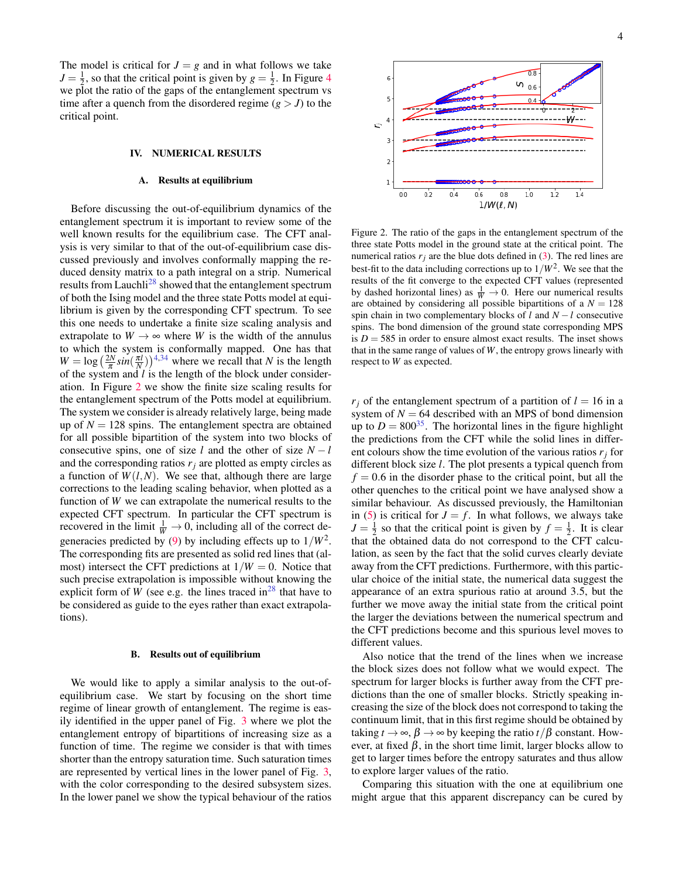The model is critical for $J = g$ and in what follows we take $J = \frac{1}{2}$, so that the critical point is given by $g = \frac{1}{2}$. In Figure 4 we plot the ratio of the gaps of the entanglement spectrum vs time after a quench from the disordered regime ($g > J$) to the critical point.

## IV. NUMERICAL RESULTS

### A. Results at equilibrium

Before discussing the out-of-equilibrium dynamics of the entanglement spectrum it is important to review some of the well known results for the equilibrium case. The CFT analysis is very similar to that of the out-of-equilibrium case discussed previously and involves conformally mapping the reduced density matrix to a path integral on a strip. Numerical results from Lauchli[28] showed that the entanglement spectrum of both the Ising model and the three state Potts model at equilibrium is given by the corresponding CFT spectrum. To see this one needs to undertake a finite size scaling analysis and extrapolate to $W \to \infty$ where $W$ is the width of the annulus to which the system is conformally mapped. One has that $W = \log\left(\frac{2N}{\pi} sin(\frac{\pi l}{N})\right)$[4,34] where we recall that $N$ is the length of the system and $l$ is the length of the block under consideration. In Figure 2 we show the finite size scaling results for the entanglement spectrum of the Potts model at equilibrium. The system we consider is already relatively large, being made up of $N = 128$ spins. The entanglement spectra are obtained for all possible bipartition of the system into two blocks of consecutive spins, one of size $l$ and the other of size $N - l$ and the corresponding ratios $r_j$ are plotted as empty circles as a function of $W(l,N)$. We see that, although there are large corrections to the leading scaling behavior, when plotted as a function of $W$ we can extrapolate the numerical results to the expected CFT spectrum. In particular the CFT spectrum is recovered in the limit $\frac{1}{W} \to 0$, including all of the correct degeneracies predicted by (9) by including effects up to $1/W^2$. The corresponding fits are presented as solid red lines that (almost) intersect the CFT predictions at $1/W = 0$. Notice that such precise extrapolation is impossible without knowing the explicit form of $W$ (see e.g. the lines traced in[28] that have to be considered as guide to the eyes rather than exact extrapolations).

Figure 2. The ratio of the gaps in the entanglement spectrum of the three state Potts model in the ground state at the critical point. The numerical ratios $r_j$ are the blue dots defined in (3). The red lines are best-fit to the data including corrections up to $1/W^2$. We see that the results of the fit converge to the expected CFT values (represented by dashed horizontal lines) as $\frac{1}{W} \to 0$. Here our numerical results are obtained by considering all possible bipartitions of a $N = 128$ spin chain in two complementary blocks of $l$ and $N - l$ consecutive spins. The bond dimension of the ground state corresponding MPS is $D = 585$ in order to ensure almost exact results. The inset shows that in the same range of values of $W$, the entropy grows linearly with respect to $W$ as expected.

### B. Results out of equilibrium

We would like to apply a similar analysis to the out-of-equilibrium case. We start by focusing on the short time regime of linear growth of entanglement. The regime is easily identified in the upper panel of Fig. 3 where we plot the entanglement entropy of bipartitions of increasing size as a function of time. The regime we consider is that with times shorter than the entropy saturation time. Such saturation times are represented by vertical lines in the lower panel of Fig. 3, with the color corresponding to the desired subsystem sizes. In the lower panel we show the typical behaviour of the ratios $r_j$ of the entanglement spectrum of a partition of $l = 16$ in a system of $N = 64$ described with an MPS of bond dimension up to $D = 800$[35]. The horizontal lines in the figure highlight the predictions from the CFT while the solid lines in different colours show the time evolution of the various ratios $r_j$ for different block size $l$. The plot presents a typical quench from $f = 0.6$ in the disorder phase to the critical point, but all the other quenches to the critical point we have analysed show a similar behaviour. As discussed previously, the Hamiltonian in (5) is critical for $J = f$. In what follows, we always take $J = \frac{1}{2}$ so that the critical point is given by $f = \frac{1}{2}$. It is clear that the obtained data do not correspond to the CFT calculation, as seen by the fact that the solid curves clearly deviate away from the CFT predictions. Furthermore, with this particular choice of the initial state, the numerical data suggest the appearance of an extra spurious ratio at around 3.5, but the further we move away the initial state from the critical point the larger the deviations between the numerical spectrum and the CFT predictions become and this spurious level moves to different values.

Also notice that the trend of the lines when we increase the block sizes does not follow what we would expect. The spectrum for larger blocks is further away from the CFT predictions than the one of smaller blocks. Strictly speaking increasing the size of the block does not correspond to taking the continuum limit, that in this first regime should be obtained by taking $t \to \infty$, $\beta \to \infty$ by keeping the ratio $t/\beta$ constant. However, at fixed $\beta$, in the short time limit, larger blocks allow to get to larger times before the entropy saturates and thus allow to explore larger values of the ratio.

Comparing this situation with the one at equilibrium one might argue that this apparent discrepancy can be cured by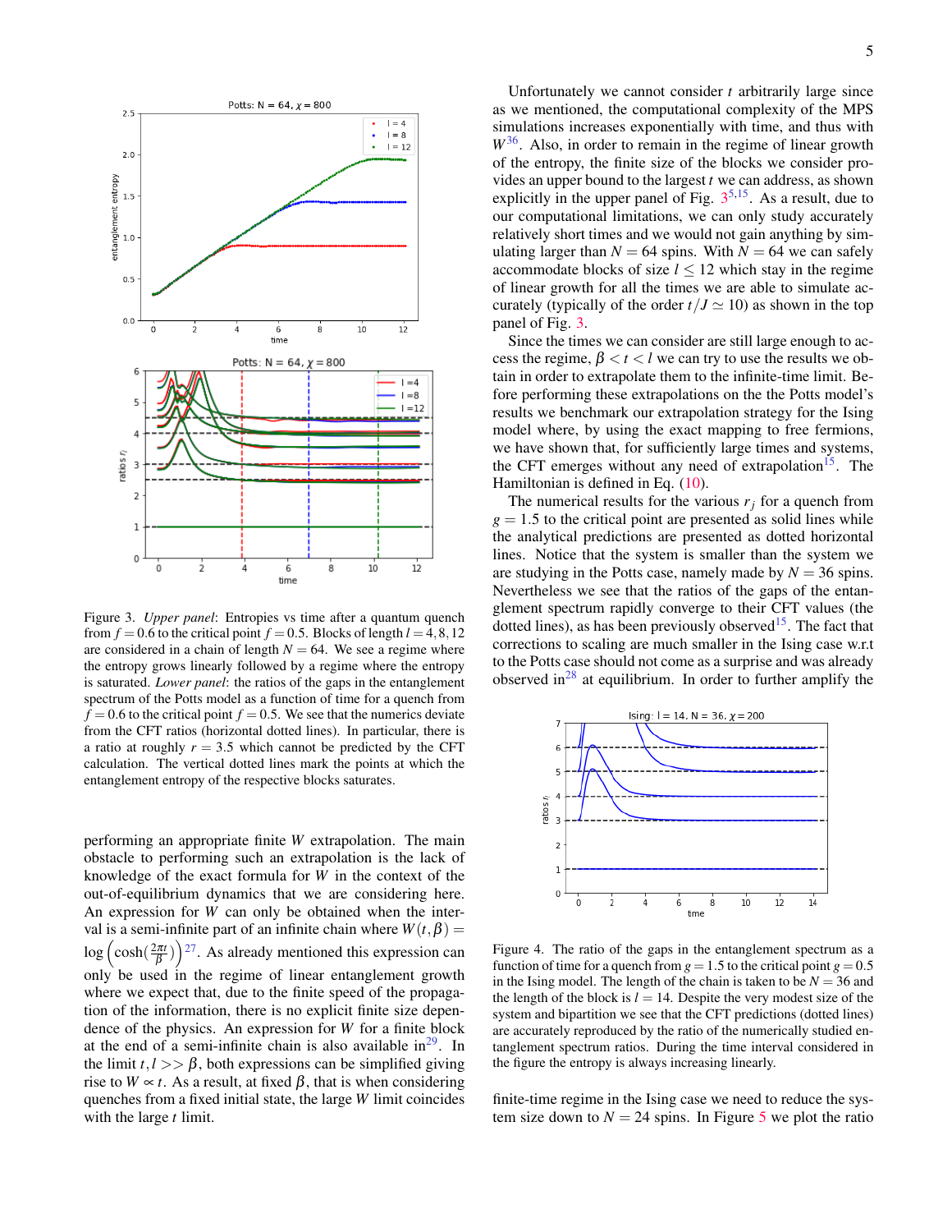Figure 3. *Upper panel*: Entropies vs time after a quantum quench from $f = 0.6$ to the critical point $f = 0.5$. Blocks of length $l = 4, 8, 12$ are considered in a chain of length $N = 64$. We see a regime where the entropy grows linearly followed by a regime where the entropy is saturated. *Lower panel*: the ratios of the gaps in the entanglement spectrum of the Potts model as a function of time for a quench from $f = 0.6$ to the critical point $f = 0.5$. We see that the numerics deviate from the CFT ratios (horizontal dotted lines). In particular, there is a ratio at roughly $r = 3.5$ which cannot be predicted by the CFT calculation. The vertical dotted lines mark the points at which the entanglement entropy of the respective blocks saturates.

performing an appropriate finite $W$ extrapolation. The main obstacle to performing such an extrapolation is the lack of knowledge of the exact formula for $W$ in the context of the out-of-equilibrium dynamics that we are considering here. An expression for $W$ can only be obtained when the interval is a semi-infinite part of an infinite chain where $W(t, \beta) = \log\left(\cosh(\frac{2\pi t}{\beta})\right)$[27]. As already mentioned this expression can only be used in the regime of linear entanglement growth where we expect that, due to the finite speed of the propagation of the information, there is no explicit finite size dependence of the physics. An expression for $W$ for a finite block at the end of a semi-infinite chain is also available in[29]. In the limit $t, l >> \beta$, both expressions can be simplified giving rise to $W \propto t$. As a result, at fixed $\beta$, that is when considering quenches from a fixed initial state, the large $W$ limit coincides with the large $t$ limit.

Unfortunately we cannot consider $t$ arbitrarily large since as we mentioned, the computational complexity of the MPS simulations increases exponentially with time, and thus with $W$[36]. Also, in order to remain in the regime of linear growth of the entropy, the finite size of the blocks we consider provides an upper bound to the largest $t$ we can address, as shown explicitly in the upper panel of Fig. 3[5,15]. As a result, due to our computational limitations, we can only study accurately relatively short times and we would not gain anything by simulating larger than $N = 64$ spins. With $N = 64$ we can safely accommodate blocks of size $l \leq 12$ which stay in the regime of linear growth for all the times we are able to simulate accurately (typically of the order $t/J \simeq 10$) as shown in the top panel of Fig. 3.

Since the times we can consider are still large enough to access the regime, $\beta < t < l$ we can try to use the results we obtain in order to extrapolate them to the infinite-time limit. Before performing these extrapolations on the the Potts model's results we benchmark our extrapolation strategy for the Ising model where, by using the exact mapping to free fermions, we have shown that, for sufficiently large times and systems, the CFT emerges without any need of extrapolation[15]. The Hamiltonian is defined in Eq. (10).

The numerical results for the various $r_j$ for a quench from $g = 1.5$ to the critical point are presented as solid lines while the analytical predictions are presented as dotted horizontal lines. Notice that the system is smaller than the system we are studying in the Potts case, namely made by $N = 36$ spins. Nevertheless we see that the ratios of the gaps of the entanglement spectrum rapidly converge to their CFT values (the dotted lines), as has been previously observed[15]. The fact that corrections to scaling are much smaller in the Ising case w.r.t to the Potts case should not come as a surprise and was already observed in[28] at equilibrium. In order to further amplify the

Figure 4. The ratio of the gaps in the entanglement spectrum as a function of time for a quench from $g = 1.5$ to the critical point $g = 0.5$ in the Ising model. The length of the chain is taken to be $N = 36$ and the length of the block is $l = 14$. Despite the very modest size of the system and bipartition we see that the CFT predictions (dotted lines) are accurately reproduced by the ratio of the numerically studied entanglement spectrum ratios. During the time interval considered in the figure the entropy is always increasing linearly.

finite-time regime in the Ising case we need to reduce the system size down to $N = 24$ spins. In Figure 5 we plot the ratio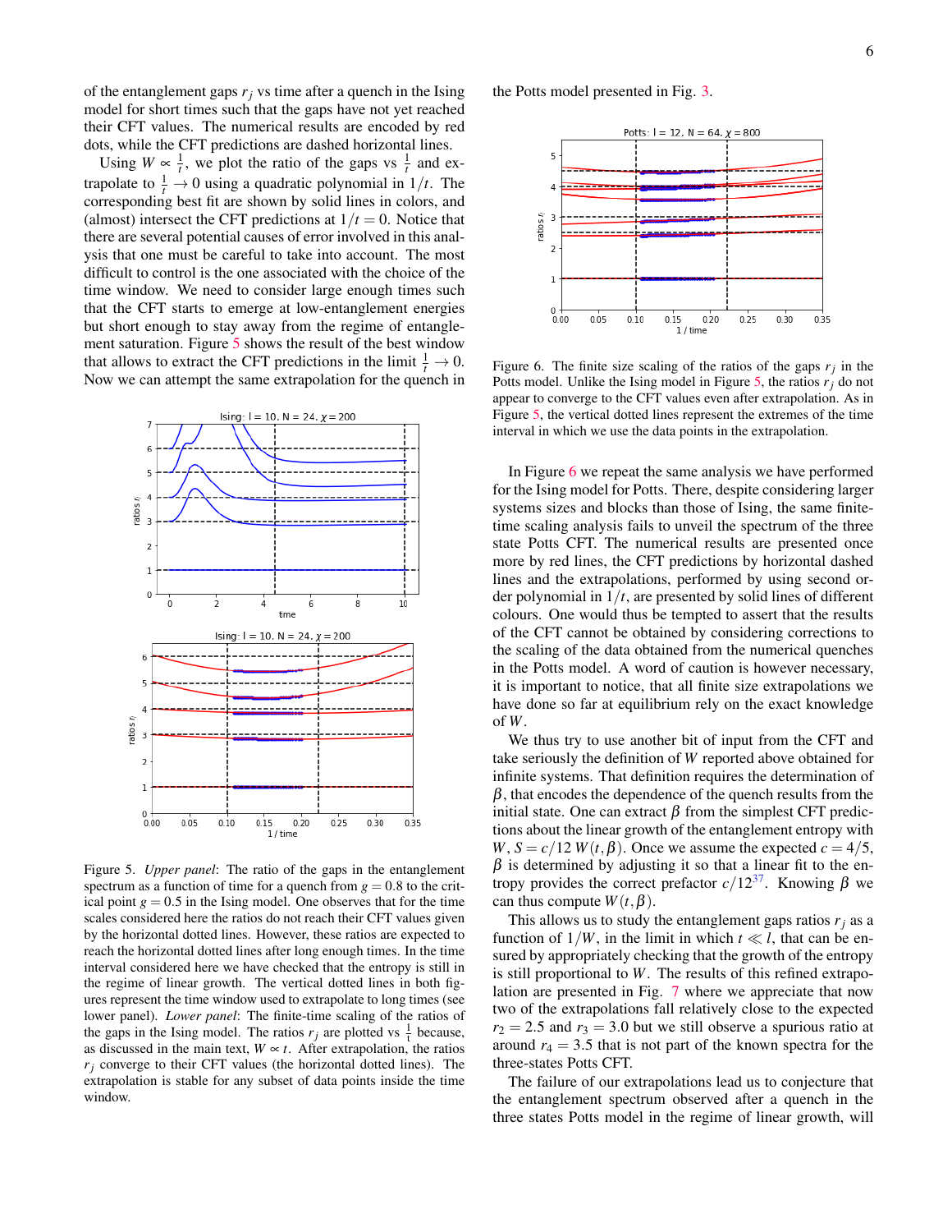of the entanglement gaps $r_j$ vs time after a quench in the Ising model for short times such that the gaps have not yet reached their CFT values. The numerical results are encoded by red dots, while the CFT predictions are dashed horizontal lines.

Using $W \propto \frac{1}{t}$, we plot the ratio of the gaps vs $\frac{1}{t}$ and extrapolate to $\frac{1}{t} \to 0$ using a quadratic polynomial in $1/t$. The corresponding best fit are shown by solid lines in colors, and (almost) intersect the CFT predictions at $1/t = 0$. Notice that there are several potential causes of error involved in this analysis that one must be careful to take into account. The most difficult to control is the one associated with the choice of the time window. We need to consider large enough times such that the CFT starts to emerge at low-entanglement energies but short enough to stay away from the regime of entanglement saturation. Figure 5 shows the result of the best window that allows to extract the CFT predictions in the limit $\frac{1}{t} \to 0$. Now we can attempt the same extrapolation for the quench in the Potts model presented in Fig. 3.

Figure 5. *Upper panel*: The ratio of the gaps in the entanglement spectrum as a function of time for a quench from $g = 0.8$ to the critical point $g = 0.5$ in the Ising model. One observes that for the time scales considered here the ratios do not reach their CFT values given by the horizontal dotted lines. However, these ratios are expected to reach the horizontal dotted lines after long enough times. In the time interval considered here we have checked that the entropy is still in the regime of linear growth. The vertical dotted lines in both figures represent the time window used to extrapolate to long times (see lower panel). *Lower panel*: The finite-time scaling of the ratios of the gaps in the Ising model. The ratios $r_j$ are plotted vs $\frac{1}{t}$ because, as discussed in the main text, $W \propto t$. After extrapolation, the ratios $r_j$ converge to their CFT values (the horizontal dotted lines). The extrapolation is stable for any subset of data points inside the time window.

Figure 6. The finite size scaling of the ratios of the gaps $r_j$ in the Potts model. Unlike the Ising model in Figure 5, the ratios $r_j$ do not appear to converge to the CFT values even after extrapolation. As in Figure 5, the vertical dotted lines represent the extremes of the time interval in which we use the data points in the extrapolation.

In Figure 6 we repeat the same analysis we have performed for the Ising model for Potts. There, despite considering larger systems sizes and blocks than those of Ising, the same finite-time scaling analysis fails to unveil the spectrum of the three state Potts CFT. The numerical results are presented once more by red lines, the CFT predictions by horizontal dashed lines and the extrapolations, performed by using second order polynomial in $1/t$, are presented by solid lines of different colours. One would thus be tempted to assert that the results of the CFT cannot be obtained by considering corrections to the scaling of the data obtained from the numerical quenches in the Potts model. A word of caution is however necessary, it is important to notice, that all finite size extrapolations we have done so far at equilibrium rely on the exact knowledge of $W$.

We thus try to use another bit of input from the CFT and take seriously the definition of $W$ reported above obtained for infinite systems. That definition requires the determination of $\beta$, that encodes the dependence of the quench results from the initial state. One can extract $\beta$ from the simplest CFT predictions about the linear growth of the entanglement entropy with $W$, $S = c/12\, W(t,\beta)$. Once we assume the expected $c = 4/5$, $\beta$ is determined by adjusting it so that a linear fit to the entropy provides the correct prefactor $c/12$[37]. Knowing $\beta$ we can thus compute $W(t,\beta)$.

This allows us to study the entanglement gaps ratios $r_j$ as a function of $1/W$, in the limit in which $t \ll l$, that can be ensured by appropriately checking that the growth of the entropy is still proportional to $W$. The results of this refined extrapolation are presented in Fig. 7 where we appreciate that now two of the extrapolations fall relatively close to the expected $r_2 = 2.5$ and $r_3 = 3.0$ but we still observe a spurious ratio at around $r_4 = 3.5$ that is not part of the known spectra for the three-states Potts CFT.

The failure of our extrapolations lead us to conjecture that the entanglement spectrum observed after a quench in the three states Potts model in the regime of linear growth, will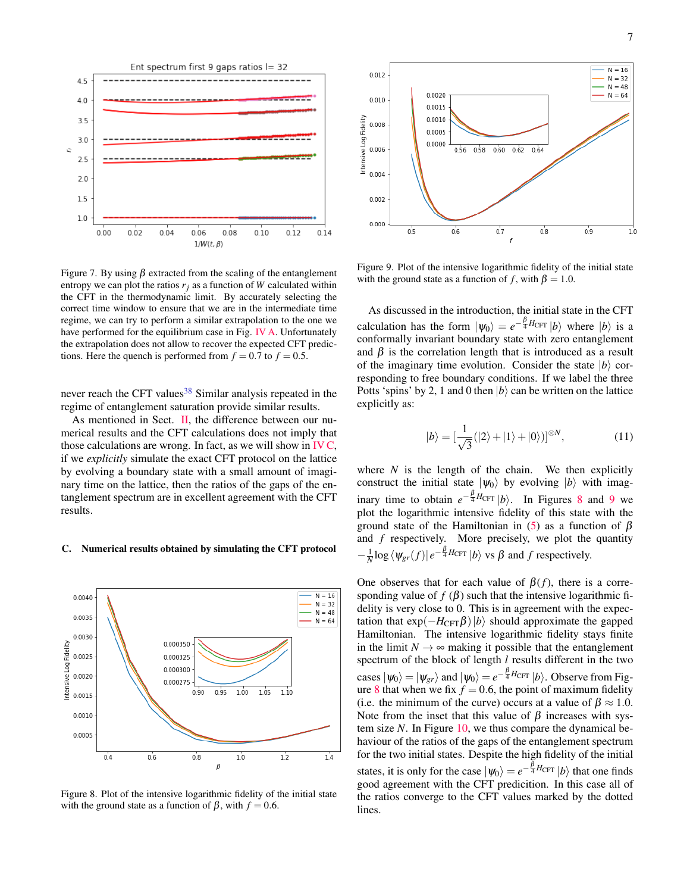Figure 7. By using $\beta$ extracted from the scaling of the entanglement entropy we can plot the ratios $r_j$ as a function of $W$ calculated within the CFT in the thermodynamic limit. By accurately selecting the correct time window to ensure that we are in the intermediate time regime, we can try to perform a similar extrapolation to the one we have performed for the equilibrium case in Fig. IV A. Unfortunately the extrapolation does not allow to recover the expected CFT predictions. Here the quench is performed from $f = 0.7$ to $f = 0.5$.

never reach the CFT values[38] Similar analysis repeated in the regime of entanglement saturation provide similar results.

As mentioned in Sect. II, the difference between our numerical results and the CFT calculations does not imply that those calculations are wrong. In fact, as we will show in IV C, if we *explicitly* simulate the exact CFT protocol on the lattice by evolving a boundary state with a small amount of imaginary time on the lattice, then the ratios of the gaps of the entanglement spectrum are in excellent agreement with the CFT results.

### C. Numerical results obtained by simulating the CFT protocol

Figure 8. Plot of the intensive logarithmic fidelity of the initial state with the ground state as a function of $\beta$, with $f = 0.6$.

Figure 9. Plot of the intensive logarithmic fidelity of the initial state with the ground state as a function of $f$, with $\beta = 1.0$.

As discussed in the introduction, the initial state in the CFT calculation has the form $|\psi_0\rangle = e^{-\frac{\beta}{4}H_{\rm CFT}}|b\rangle$ where $|b\rangle$ is a conformally invariant boundary state with zero entanglement and $\beta$ is the correlation length that is introduced as a result of the imaginary time evolution. Consider the state $|b\rangle$ corresponding to free boundary conditions. If we label the three Potts 'spins' by 2, 1 and 0 then $|b\rangle$ can be written on the lattice explicitly as:

$$|b\rangle = [\frac{1}{\sqrt{3}}(|2\rangle + |1\rangle + |0\rangle)]^{\otimes N}, \tag{11}$$

where $N$ is the length of the chain. We then explicitly construct the initial state $|\psi_0\rangle$ by evolving $|b\rangle$ with imaginary time to obtain $e^{-\frac{\beta}{4}H_{\rm CFT}}|b\rangle$. In Figures 8 and 9 we plot the logarithmic intensive fidelity of this state with the ground state of the Hamiltonian in (5) as a function of $\beta$ and $f$ respectively. More precisely, we plot the quantity $-\frac{1}{N}\log\langle\psi_{gr}(f)|e^{-\frac{\beta}{4}H_{\rm CFT}}|b\rangle$ vs $\beta$ and $f$ respectively.

One observes that for each value of $\beta(f)$, there is a corresponding value of $f$ $(\beta)$ such that the intensive logarithmic fidelity is very close to 0. This is in agreement with the expectation that $\exp(-H_{\rm CFT}\beta)|b\rangle$ should approximate the gapped Hamiltonian. The intensive logarithmic fidelity stays finite in the limit $N \to \infty$ making it possible that the entanglement spectrum of the block of length $l$ results different in the two cases $|\psi_0\rangle = |\psi_{gr}\rangle$ and $|\psi_0\rangle = e^{-\frac{\beta}{4}H_{\rm CFT}}|b\rangle$. Observe from Figure 8 that when we fix $f = 0.6$, the point of maximum fidelity (i.e. the minimum of the curve) occurs at a value of $\beta \approx 1.0$. Note from the inset that this value of $\beta$ increases with system size $N$. In Figure 10, we thus compare the dynamical behaviour of the ratios of the gaps of the entanglement spectrum for the two initial states. Despite the high fidelity of the initial states, it is only for the case $|\psi_0\rangle = e^{-\frac{\beta}{4}H_{\rm CFT}}|b\rangle$ that one finds good agreement with the CFT predicition. In this case all of the ratios converge to the CFT values marked by the dotted lines.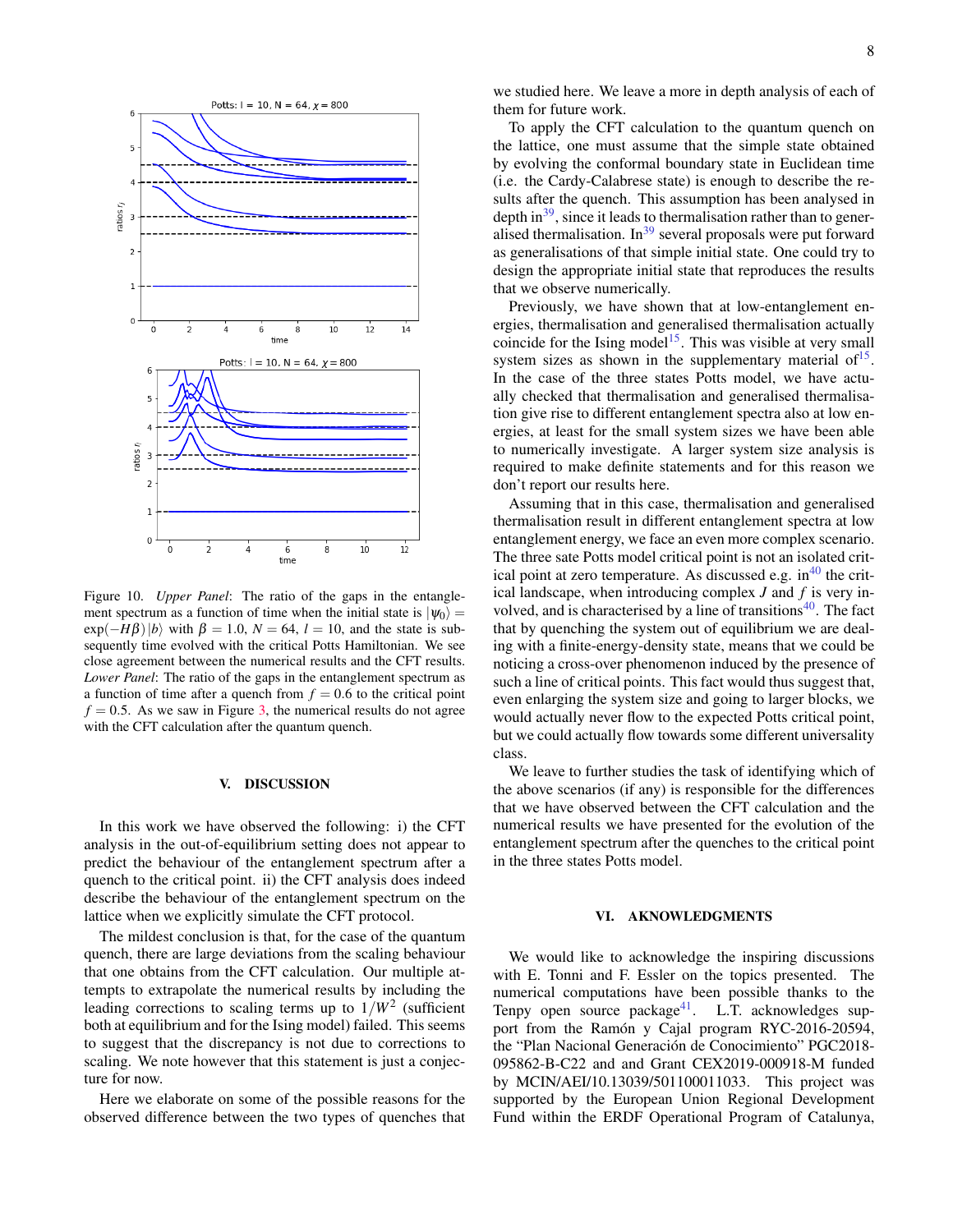Figure 10. *Upper Panel*: The ratio of the gaps in the entanglement spectrum as a function of time when the initial state is $|\psi_0\rangle = \exp(-H\beta)|b\rangle$ with $\beta = 1.0$, $N = 64$, $l = 10$, and the state is subsequently time evolved with the critical Potts Hamiltonian. We see close agreement between the numerical results and the CFT results. *Lower Panel*: The ratio of the gaps in the entanglement spectrum as a function of time after a quench from $f = 0.6$ to the critical point $f = 0.5$. As we saw in Figure 3, the numerical results do not agree with the CFT calculation after the quantum quench.

## V. DISCUSSION

In this work we have observed the following: i) the CFT analysis in the out-of-equilibrium setting does not appear to predict the behaviour of the entanglement spectrum after a quench to the critical point. ii) the CFT analysis does indeed describe the behaviour of the entanglement spectrum on the lattice when we explicitly simulate the CFT protocol.

The mildest conclusion is that, for the case of the quantum quench, there are large deviations from the scaling behaviour that one obtains from the CFT calculation. Our multiple attempts to extrapolate the numerical results by including the leading corrections to scaling terms up to $1/W^2$ (sufficient both at equilibrium and for the Ising model) failed. This seems to suggest that the discrepancy is not due to corrections to scaling. We note however that this statement is just a conjecture for now.

Here we elaborate on some of the possible reasons for the observed difference between the two types of quenches that we studied here. We leave a more in depth analysis of each of them for future work.

To apply the CFT calculation to the quantum quench on the lattice, one must assume that the simple state obtained by evolving the conformal boundary state in Euclidean time (i.e. the Cardy-Calabrese state) is enough to describe the results after the quench. This assumption has been analysed in depth in[39], since it leads to thermalisation rather than to generalised thermalisation. In[39] several proposals were put forward as generalisations of that simple initial state. One could try to design the appropriate initial state that reproduces the results that we observe numerically.

Previously, we have shown that at low-entanglement energies, thermalisation and generalised thermalisation actually coincide for the Ising model[15]. This was visible at very small system sizes as shown in the supplementary material of[15]. In the case of the three states Potts model, we have actually checked that thermalisation and generalised thermalisation give rise to different entanglement spectra also at low energies, at least for the small system sizes we have been able to numerically investigate. A larger system size analysis is required to make definite statements and for this reason we don't report our results here.

Assuming that in this case, thermalisation and generalised thermalisation result in different entanglement spectra at low entanglement energy, we face an even more complex scenario. The three sate Potts model critical point is not an isolated critical point at zero temperature. As discussed e.g. in[40] the critical landscape, when introducing complex $J$ and $f$ is very involved, and is characterised by a line of transitions[40]. The fact that by quenching the system out of equilibrium we are dealing with a finite-energy-density state, means that we could be noticing a cross-over phenomenon induced by the presence of such a line of critical points. This fact would thus suggest that, even enlarging the system size and going to larger blocks, we would actually never flow to the expected Potts critical point, but we could actually flow towards some different universality class.

We leave to further studies the task of identifying which of the above scenarios (if any) is responsible for the differences that we have observed between the CFT calculation and the numerical results we have presented for the evolution of the entanglement spectrum after the quenches to the critical point in the three states Potts model.

## VI. AKNOWLEDGMENTS

We would like to acknowledge the inspiring discussions with E. Tonni and F. Essler on the topics presented. The numerical computations have been possible thanks to the Tenpy open source package[41]. L.T. acknowledges support from the Ramón y Cajal program RYC-2016-20594, the "Plan Nacional Generación de Conocimiento" PGC2018-095862-B-C22 and and Grant CEX2019-000918-M funded by MCIN/AEI/10.13039/501100011033. This project was supported by the European Union Regional Development Fund within the ERDF Operational Program of Catalunya,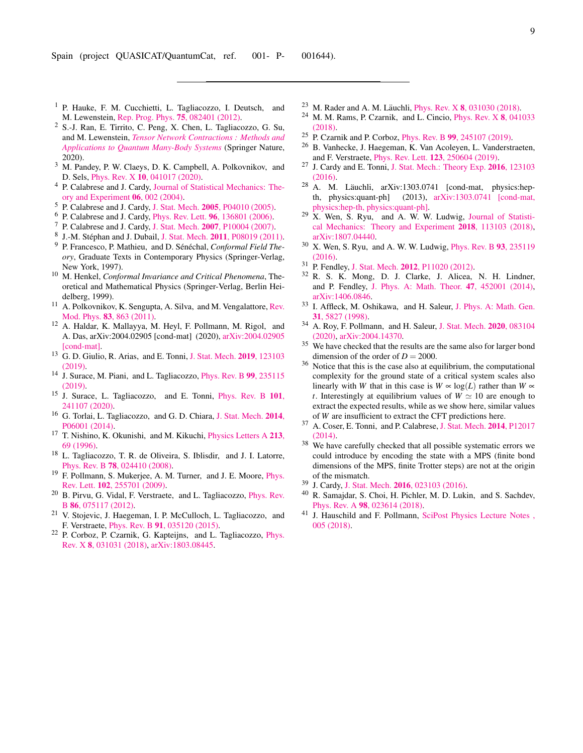Spain (project QUASICAT/QuantumCat, ref. 001- P- 001644).

---

1. P. Hauke, F. M. Cucchietti, L. Tagliacozzo, I. Deutsch, and M. Lewenstein, Rep. Prog. Phys. **75**, 082401 (2012).
2. S.-J. Ran, E. Tirrito, C. Peng, X. Chen, L. Tagliacozzo, G. Su, and M. Lewenstein, *Tensor Network Contractions : Methods and Applications to Quantum Many-Body Systems* (Springer Nature, 2020).
3. M. Pandey, P. W. Claeys, D. K. Campbell, A. Polkovnikov, and D. Sels, Phys. Rev. X **10**, 041017 (2020).
4. P. Calabrese and J. Cardy, Journal of Statistical Mechanics: Theory and Experiment **06**, 002 (2004).
5. P. Calabrese and J. Cardy, J. Stat. Mech. **2005**, P04010 (2005).
6. P. Calabrese and J. Cardy, Phys. Rev. Lett. **96**, 136801 (2006).
7. P. Calabrese and J. Cardy, J. Stat. Mech. **2007**, P10004 (2007).
8. J.-M. Stéphan and J. Dubail, J. Stat. Mech. **2011**, P08019 (2011).
9. P. Francesco, P. Mathieu, and D. Sénéchal, *Conformal Field Theory*, Graduate Texts in Contemporary Physics (Springer-Verlag, New York, 1997).
10. M. Henkel, *Conformal Invariance and Critical Phenomena*, Theoretical and Mathematical Physics (Springer-Verlag, Berlin Heidelberg, 1999).
11. A. Polkovnikov, K. Sengupta, A. Silva, and M. Vengalattore, Rev. Mod. Phys. **83**, 863 (2011).
12. A. Haldar, K. Mallayya, M. Heyl, F. Pollmann, M. Rigol, and A. Das, arXiv:2004.02905 [cond-mat] (2020), arXiv:2004.02905 [cond-mat].
13. G. D. Giulio, R. Arias, and E. Tonni, J. Stat. Mech. **2019**, 123103 (2019).
14. J. Surace, M. Piani, and L. Tagliacozzo, Phys. Rev. B **99**, 235115 (2019).
15. J. Surace, L. Tagliacozzo, and E. Tonni, Phys. Rev. B **101**, 241107 (2020).
16. G. Torlai, L. Tagliacozzo, and G. D. Chiara, J. Stat. Mech. **2014**, P06001 (2014).
17. T. Nishino, K. Okunishi, and M. Kikuchi, Physics Letters A **213**, 69 (1996).
18. L. Tagliacozzo, T. R. de Oliveira, S. Iblisdir, and J. I. Latorre, Phys. Rev. B **78**, 024410 (2008).
19. F. Pollmann, S. Mukerjee, A. M. Turner, and J. E. Moore, Phys. Rev. Lett. **102**, 255701 (2009).
20. B. Pirvu, G. Vidal, F. Verstraete, and L. Tagliacozzo, Phys. Rev. B **86**, 075117 (2012).
21. V. Stojevic, J. Haegeman, I. P. McCulloch, L. Tagliacozzo, and F. Verstraete, Phys. Rev. B **91**, 035120 (2015).
22. P. Corboz, P. Czarnik, G. Kapteijns, and L. Tagliacozzo, Phys. Rev. X **8**, 031031 (2018), arXiv:1803.08445.
23. M. Rader and A. M. Läuchli, Phys. Rev. X **8**, 031030 (2018).
24. M. M. Rams, P. Czarnik, and L. Cincio, Phys. Rev. X **8**, 041033 (2018).
25. P. Czarnik and P. Corboz, Phys. Rev. B **99**, 245107 (2019).
26. B. Vanhecke, J. Haegeman, K. Van Acoleyen, L. Vanderstraeten, and F. Verstraete, Phys. Rev. Lett. **123**, 250604 (2019).
27. J. Cardy and E. Tonni, J. Stat. Mech.: Theory Exp. **2016**, 123103 (2016).
28. A. M. Läuchli, arXiv:1303.0741 [cond-mat, physics:hep-th, physics:quant-ph] (2013), arXiv:1303.0741 [cond-mat, physics:hep-th, physics:quant-ph].
29. X. Wen, S. Ryu, and A. W. W. Ludwig, Journal of Statistical Mechanics: Theory and Experiment **2018**, 113103 (2018), arXiv:1807.04440.
30. X. Wen, S. Ryu, and A. W. W. Ludwig, Phys. Rev. B **93**, 235119 (2016).
31. P. Fendley, J. Stat. Mech. **2012**, P11020 (2012).
32. R. S. K. Mong, D. J. Clarke, J. Alicea, N. H. Lindner, and P. Fendley, J. Phys. A: Math. Theor. **47**, 452001 (2014), arXiv:1406.0846.
33. I. Affleck, M. Oshikawa, and H. Saleur, J. Phys. A: Math. Gen. **31**, 5827 (1998).
34. A. Roy, F. Pollmann, and H. Saleur, J. Stat. Mech. **2020**, 083104 (2020), arXiv:2004.14370.
35. We have checked that the results are the same also for larger bond dimension of the order of $D = 2000$.
36. Notice that this is the case also at equilibrium, the computational complexity for the ground state of a critical system scales also linearly with $W$ that in this case is $W \propto \log(L)$ rather than $W \propto t$. Interestingly at equilibrium values of $W \simeq 10$ are enough to extract the expected results, while as we show here, similar values of $W$ are insufficient to extract the CFT predictions here.
37. A. Coser, E. Tonni, and P. Calabrese, J. Stat. Mech. **2014**, P12017 (2014).
38. We have carefully checked that all possible systematic errors we could introduce by encoding the state with a MPS (finite bond dimensions of the MPS, finite Trotter steps) are not at the origin of the mismatch.
39. J. Cardy, J. Stat. Mech. **2016**, 023103 (2016).
40. R. Samajdar, S. Choi, H. Pichler, M. D. Lukin, and S. Sachdev, Phys. Rev. A **98**, 023614 (2018).
41. J. Hauschild and F. Pollmann, SciPost Physics Lecture Notes , 005 (2018).